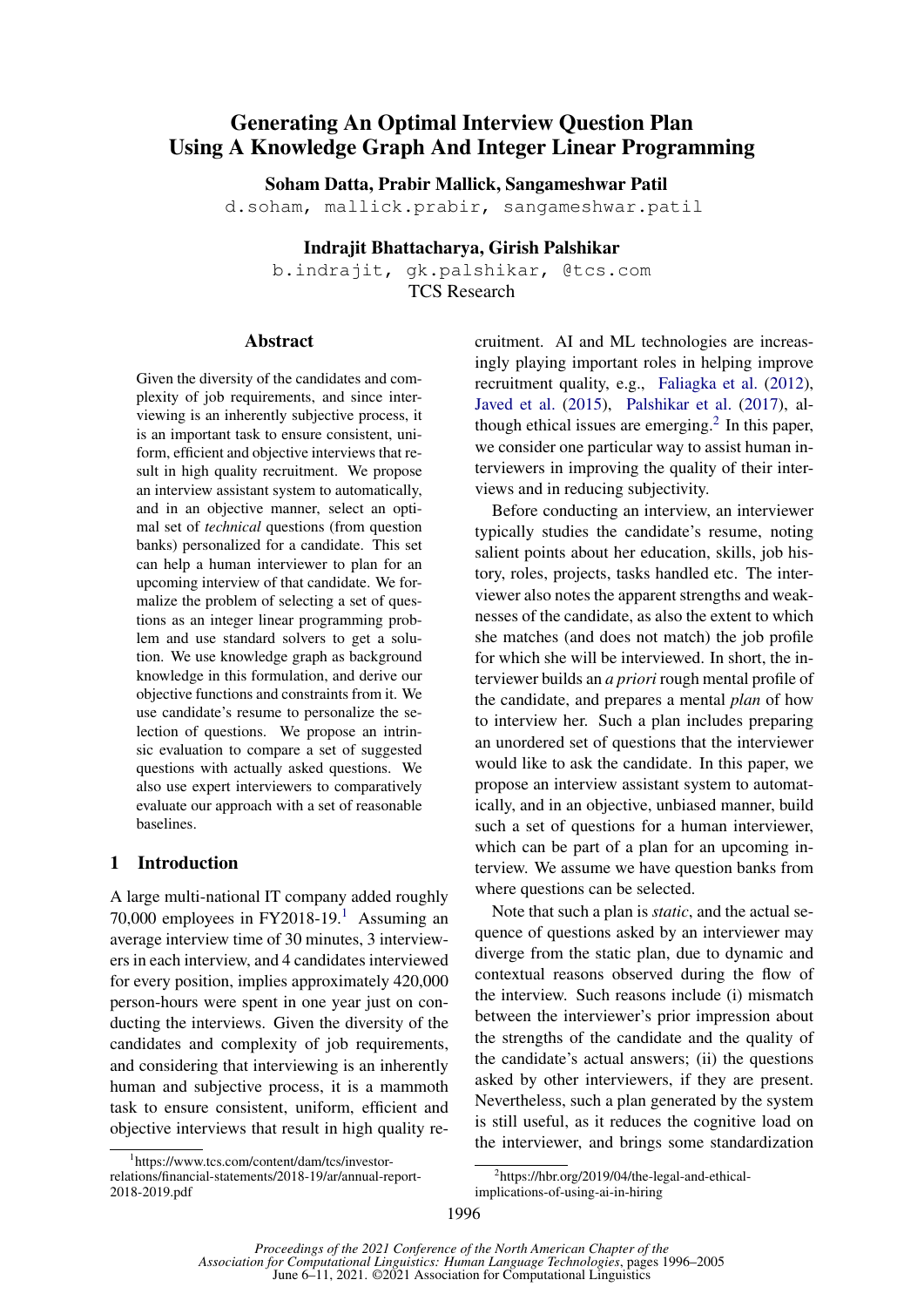# Generating An Optimal Interview Question Plan Using A Knowledge Graph And Integer Linear Programming

**Soham Datta, Prabir Mallick, Sangameshwar Patil**

d.soham, mallick.prabir, sangameshwar.patil

**Indrajit Bhattacharya, Girish Palshikar**

b.indrajit, gk.palshikar, @tcs.com

TCS Research

## Abstract

Given the diversity of the candidates and complexity of job requirements, and since interviewing is an inherently subjective process, it is an important task to ensure consistent, uniform, efficient and objective interviews that result in high quality recruitment. We propose an interview assistant system to automatically, and in an objective manner, select an optimal set of *technical* questions (from question banks) personalized for a candidate. This set can help a human interviewer to plan for an upcoming interview of that candidate. We formalize the problem of selecting a set of questions as an integer linear programming problem and use standard solvers to get a solution. We use knowledge graph as background knowledge in this formulation, and derive our objective functions and constraints from it. We use candidate's resume to personalize the selection of questions. We propose an intrinsic evaluation to compare a set of suggested questions with actually asked questions. We also use expert interviewers to comparatively evaluate our approach with a set of reasonable baselines.

## 1 Introduction

A large multi-national IT company added roughly 70,000 employees in FY2018-19.[1] Assuming an average interview time of 30 minutes, 3 interviewers in each interview, and 4 candidates interviewed for every position, implies approximately 420,000 person-hours were spent in one year just on conducting the interviews. Given the diversity of the candidates and complexity of job requirements, and considering that interviewing is an inherently human and subjective process, it is a mammoth task to ensure consistent, uniform, efficient and objective interviews that result in high quality recruitment. AI and ML technologies are increasingly playing important roles in helping improve recruitment quality, e.g., Faliagka et al. (2012), Javed et al. (2015), Palshikar et al. (2017), although ethical issues are emerging.[2] In this paper, we consider one particular way to assist human interviewers in improving the quality of their interviews and in reducing subjectivity.

Before conducting an interview, an interviewer typically studies the candidate's resume, noting salient points about her education, skills, job history, roles, projects, tasks handled etc. The interviewer also notes the apparent strengths and weaknesses of the candidate, as also the extent to which she matches (and does not match) the job profile for which she will be interviewed. In short, the interviewer builds an *a priori* rough mental profile of the candidate, and prepares a mental *plan* of how to interview her. Such a plan includes preparing an unordered set of questions that the interviewer would like to ask the candidate. In this paper, we propose an interview assistant system to automatically, and in an objective, unbiased manner, build such a set of questions for a human interviewer, which can be part of a plan for an upcoming interview. We assume we have question banks from where questions can be selected.

Note that such a plan is *static*, and the actual sequence of questions asked by an interviewer may diverge from the static plan, due to dynamic and contextual reasons observed during the flow of the interview. Such reasons include (i) mismatch between the interviewer's prior impression about the strengths of the candidate and the quality of the candidate's actual answers; (ii) the questions asked by other interviewers, if they are present. Nevertheless, such a plan generated by the system is still useful, as it reduces the cognitive load on the interviewer, and brings some standardization

[1] https://www.tcs.com/content/dam/tcs/investor-relations/financial-statements/2018-19/ar/annual-report-2018-2019.pdf

[2] https://hbr.org/2019/04/the-legal-and-ethical-implications-of-using-ai-in-hiring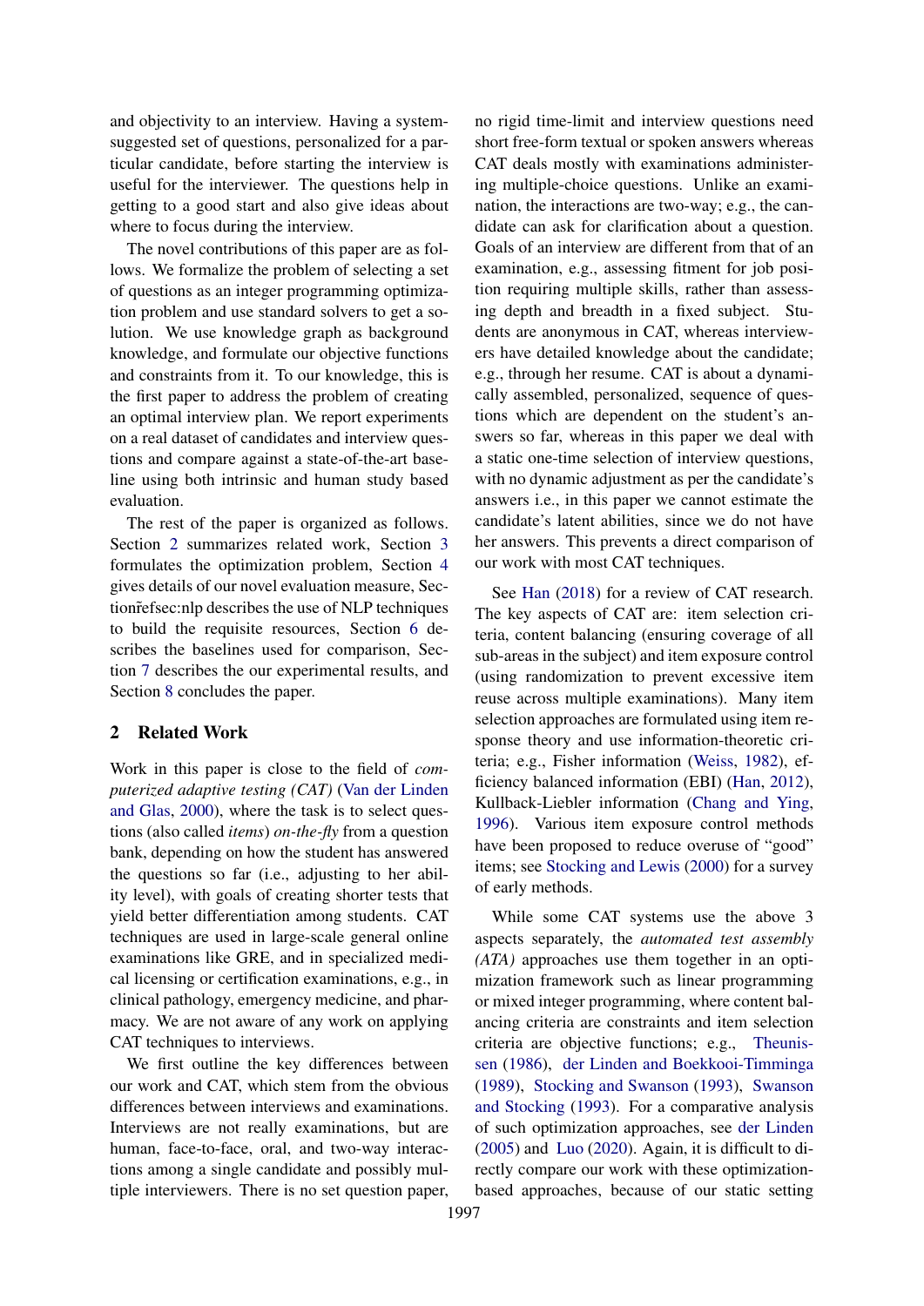and objectivity to an interview. Having a system-suggested set of questions, personalized for a particular candidate, before starting the interview is useful for the interviewer. The questions help in getting to a good start and also give ideas about where to focus during the interview.

The novel contributions of this paper are as follows. We formalize the problem of selecting a set of questions as an integer programming optimization problem and use standard solvers to get a solution. We use knowledge graph as background knowledge, and formulate our objective functions and constraints from it. To our knowledge, this is the first paper to address the problem of creating an optimal interview plan. We report experiments on a real dataset of candidates and interview questions and compare against a state-of-the-art baseline using both intrinsic and human study based evaluation.

The rest of the paper is organized as follows. Section 2 summarizes related work, Section 3 formulates the optimization problem, Section 4 gives details of our novel evaluation measure, Sectionr̃efsec:nlp describes the use of NLP techniques to build the requisite resources, Section 6 describes the baselines used for comparison, Section 7 describes the our experimental results, and Section 8 concludes the paper.

## 2 Related Work

Work in this paper is close to the field of *computerized adaptive testing (CAT)* (Van der Linden and Glas, 2000), where the task is to select questions (also called *items*) *on-the-fly* from a question bank, depending on how the student has answered the questions so far (i.e., adjusting to her ability level), with goals of creating shorter tests that yield better differentiation among students. CAT techniques are used in large-scale general online examinations like GRE, and in specialized medical licensing or certification examinations, e.g., in clinical pathology, emergency medicine, and pharmacy. We are not aware of any work on applying CAT techniques to interviews.

We first outline the key differences between our work and CAT, which stem from the obvious differences between interviews and examinations. Interviews are not really examinations, but are human, face-to-face, oral, and two-way interactions among a single candidate and possibly multiple interviewers. There is no set question paper, no rigid time-limit and interview questions need short free-form textual or spoken answers whereas CAT deals mostly with examinations administering multiple-choice questions. Unlike an examination, the interactions are two-way; e.g., the candidate can ask for clarification about a question. Goals of an interview are different from that of an examination, e.g., assessing fitment for job position requiring multiple skills, rather than assessing depth and breadth in a fixed subject. Students are anonymous in CAT, whereas interviewers have detailed knowledge about the candidate; e.g., through her resume. CAT is about a dynamically assembled, personalized, sequence of questions which are dependent on the student's answers so far, whereas in this paper we deal with a static one-time selection of interview questions, with no dynamic adjustment as per the candidate's answers i.e., in this paper we cannot estimate the candidate's latent abilities, since we do not have her answers. This prevents a direct comparison of our work with most CAT techniques.

See Han (2018) for a review of CAT research. The key aspects of CAT are: item selection criteria, content balancing (ensuring coverage of all sub-areas in the subject) and item exposure control (using randomization to prevent excessive item reuse across multiple examinations). Many item selection approaches are formulated using item response theory and use information-theoretic criteria; e.g., Fisher information (Weiss, 1982), efficiency balanced information (EBI) (Han, 2012), Kullback-Liebler information (Chang and Ying, 1996). Various item exposure control methods have been proposed to reduce overuse of "good" items; see Stocking and Lewis (2000) for a survey of early methods.

While some CAT systems use the above 3 aspects separately, the *automated test assembly (ATA)* approaches use them together in an optimization framework such as linear programming or mixed integer programming, where content balancing criteria are constraints and item selection criteria are objective functions; e.g., Theunissen (1986), der Linden and Boekkooi-Timminga (1989), Stocking and Swanson (1993), Swanson and Stocking (1993). For a comparative analysis of such optimization approaches, see der Linden (2005) and Luo (2020). Again, it is difficult to directly compare our work with these optimization-based approaches, because of our static setting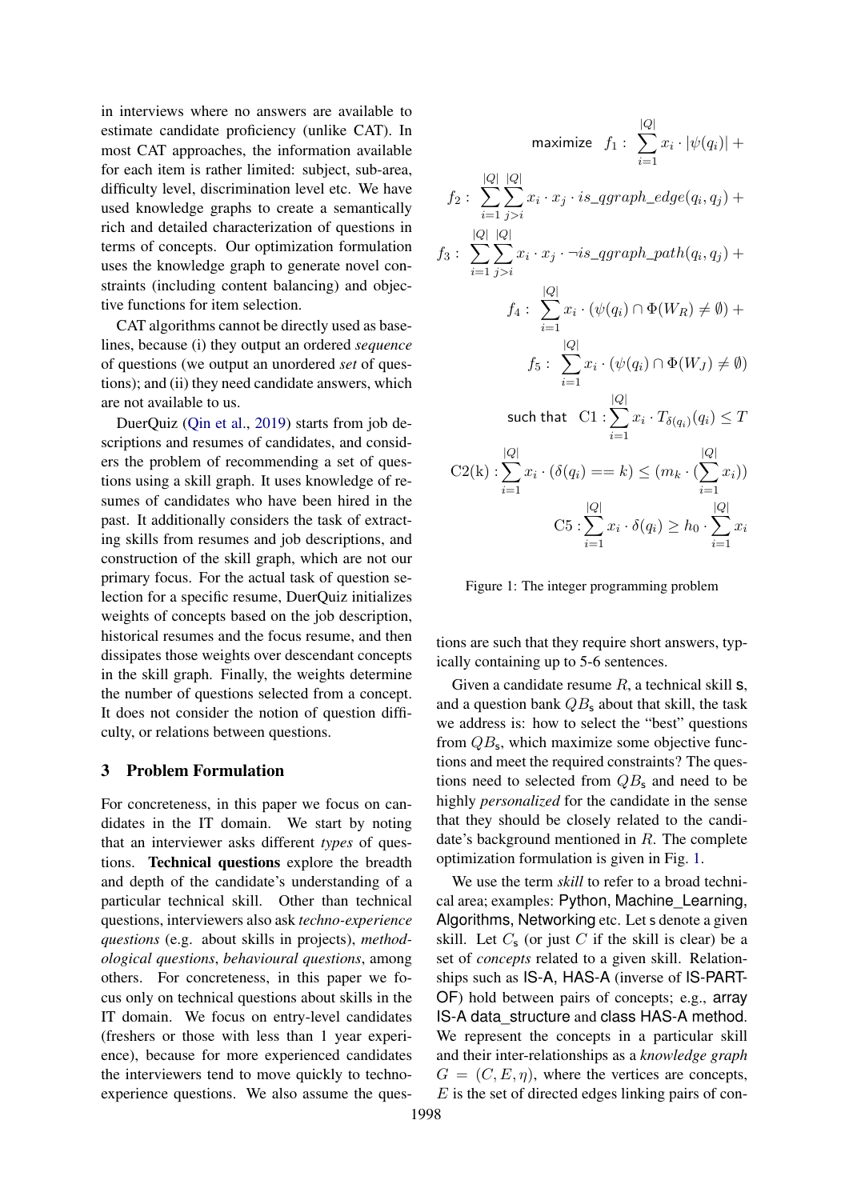in interviews where no answers are available to estimate candidate proficiency (unlike CAT). In most CAT approaches, the information available for each item is rather limited: subject, sub-area, difficulty level, discrimination level etc. We have used knowledge graphs to create a semantically rich and detailed characterization of questions in terms of concepts. Our optimization formulation uses the knowledge graph to generate novel constraints (including content balancing) and objective functions for item selection.

CAT algorithms cannot be directly used as baselines, because (i) they output an ordered *sequence* of questions (we output an unordered *set* of questions); and (ii) they need candidate answers, which are not available to us.

DuerQuiz (Qin et al., 2019) starts from job descriptions and resumes of candidates, and considers the problem of recommending a set of questions using a skill graph. It uses knowledge of resumes of candidates who have been hired in the past. It additionally considers the task of extracting skills from resumes and job descriptions, and construction of the skill graph, which are not our primary focus. For the actual task of question selection for a specific resume, DuerQuiz initializes weights of concepts based on the job description, historical resumes and the focus resume, and then dissipates those weights over descendant concepts in the skill graph. Finally, the weights determine the number of questions selected from a concept. It does not consider the notion of question difficulty, or relations between questions.

## 3 Problem Formulation

For concreteness, in this paper we focus on candidates in the IT domain. We start by noting that an interviewer asks different *types* of questions. **Technical questions** explore the breadth and depth of the candidate's understanding of a particular technical skill. Other than technical questions, interviewers also ask *techno-experience questions* (e.g. about skills in projects), *methodological questions*, *behavioural questions*, among others. For concreteness, in this paper we focus only on technical questions about skills in the IT domain. We focus on entry-level candidates (freshers or those with less than 1 year experience), because for more experienced candidates the interviewers tend to move quickly to techno-experience questions. We also assume the questions are such that they require short answers, typically containing up to 5-6 sentences.

$$\text{maximize} \quad f_1: \sum_{i=1}^{|Q|} x_i \cdot |\psi(q_i)| +$$

$$f_2: \sum_{i=1}^{|Q|} \sum_{j>i}^{|Q|} x_i \cdot x_j \cdot is\_qgraph\_edge(q_i, q_j) +$$

$$f_3: \sum_{i=1}^{|Q|} \sum_{j>i}^{|Q|} x_i \cdot x_j \cdot \neg is\_qgraph\_path(q_i, q_j) +$$

$$f_4: \sum_{i=1}^{|Q|} x_i \cdot (\psi(q_i) \cap \Phi(W_R) \neq \emptyset) +$$

$$f_5: \sum_{i=1}^{|Q|} x_i \cdot (\psi(q_i) \cap \Phi(W_J) \neq \emptyset)$$

$$\text{such that} \quad \text{C1}: \sum_{i=1}^{|Q|} x_i \cdot T_{\delta(q_i)}(q_i) \leq T$$

$$\text{C2(k)}: \sum_{i=1}^{|Q|} x_i \cdot (\delta(q_i) == k) \leq (m_k \cdot (\sum_{i=1}^{|Q|} x_i))$$

$$\text{C5}: \sum_{i=1}^{|Q|} x_i \cdot \delta(q_i) \geq h_0 \cdot \sum_{i=1}^{|Q|} x_i$$

Figure 1: The integer programming problem

Given a candidate resume $R$, a technical skill $\mathsf{s}$, and a question bank $QB_\mathsf{s}$ about that skill, the task we address is: how to select the "best" questions from $QB_\mathsf{s}$, which maximize some objective functions and meet the required constraints? The questions need to selected from $QB_\mathsf{s}$ and need to be highly *personalized* for the candidate in the sense that they should be closely related to the candidate's background mentioned in $R$. The complete optimization formulation is given in Fig. 1.

We use the term *skill* to refer to a broad technical area; examples: Python, Machine_Learning, Algorithms, Networking etc. Let s denote a given skill. Let $C_\mathsf{s}$ (or just $C$ if the skill is clear) be a set of *concepts* related to a given skill. Relationships such as IS-A, HAS-A (inverse of IS-PART-OF) hold between pairs of concepts; e.g., array IS-A data_structure and class HAS-A method. We represent the concepts in a particular skill and their inter-relationships as a *knowledge graph* $G = (C, E, \eta)$, where the vertices are concepts, $E$ is the set of directed edges linking pairs of con-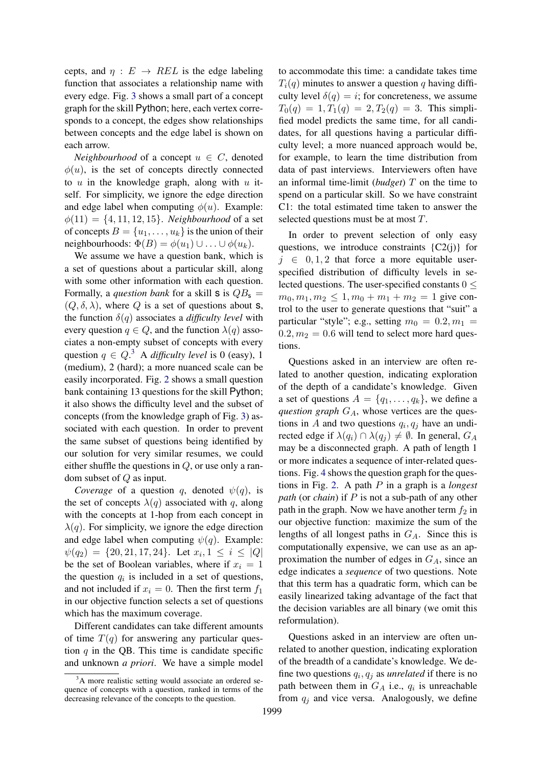cepts, and $\eta : E \rightarrow REL$ is the edge labeling function that associates a relationship name with every edge. Fig. 3 shows a small part of a concept graph for the skill Python; here, each vertex corresponds to a concept, the edges show relationships between concepts and the edge label is shown on each arrow.

*Neighbourhood* of a concept $u \in C$, denoted $\phi(u)$, is the set of concepts directly connected to $u$ in the knowledge graph, along with $u$ itself. For simplicity, we ignore the edge direction and edge label when computing $\phi(u)$. Example: $\phi(11) = \{4, 11, 12, 15\}$. *Neighbourhood* of a set of concepts $B = \{u_1, \ldots, u_k\}$ is the union of their neighbourhoods: $\Phi(B) = \phi(u_1) \cup \ldots \cup \phi(u_k)$.

We assume we have a question bank, which is a set of questions about a particular skill, along with some other information with each question. Formally, a *question bank* for a skill $\mathsf{s}$ is $QB_{\mathsf{s}} = (Q, \delta, \lambda)$, where $Q$ is a set of questions about $\mathsf{s}$, the function $\delta(q)$ associates a *difficulty level* with every question $q \in Q$, and the function $\lambda(q)$ associates a non-empty subset of concepts with every question $q \in Q$.[3] A *difficulty level* is 0 (easy), 1 (medium), 2 (hard); a more nuanced scale can be easily incorporated. Fig. 2 shows a small question bank containing 13 questions for the skill Python; it also shows the difficulty level and the subset of concepts (from the knowledge graph of Fig. 3) associated with each question. In order to prevent the same subset of questions being identified by our solution for very similar resumes, we could either shuffle the questions in $Q$, or use only a random subset of $Q$ as input.

*Coverage* of a question $q$, denoted $\psi(q)$, is the set of concepts $\lambda(q)$ associated with $q$, along with the concepts at 1-hop from each concept in $\lambda(q)$. For simplicity, we ignore the edge direction and edge label when computing $\psi(q)$. Example: $\psi(q_2) = \{20, 21, 17, 24\}$. Let $x_i, 1 \leq i \leq |Q|$ be the set of Boolean variables, where if $x_i = 1$ the question $q_i$ is included in a set of questions, and not included if $x_i = 0$. Then the first term $f_1$ in our objective function selects a set of questions which has the maximum coverage.

Different candidates can take different amounts of time $T(q)$ for answering any particular question $q$ in the QB. This time is candidate specific and unknown *a priori*. We have a simple model to accommodate this time: a candidate takes time $T_i(q)$ minutes to answer a question $q$ having difficulty level $\delta(q) = i$; for concreteness, we assume $T_0(q) = 1, T_1(q) = 2, T_2(q) = 3$. This simplified model predicts the same time, for all candidates, for all questions having a particular difficulty level; a more nuanced approach would be, for example, to learn the time distribution from data of past interviews. Interviewers often have an informal time-limit (*budget*) $T$ on the time to spend on a particular skill. So we have constraint C1: the total estimated time taken to answer the selected questions must be at most $T$.

In order to prevent selection of only easy questions, we introduce constraints {C2(j)} for $j \in 0, 1, 2$ that force a more equitable user-specified distribution of difficulty levels in selected questions. The user-specified constants $0 \leq m_0, m_1, m_2 \leq 1, m_0 + m_1 + m_2 = 1$ give control to the user to generate questions that "suit" a particular "style"; e.g., setting $m_0 = 0.2, m_1 = 0.2, m_2 = 0.6$ will tend to select more hard questions.

Questions asked in an interview are often related to another question, indicating exploration of the depth of a candidate's knowledge. Given a set of questions $A = \{q_1, \ldots, q_k\}$, we define a *question graph* $G_A$, whose vertices are the questions in $A$ and two questions $q_i, q_j$ have an undirected edge if $\lambda(q_i) \cap \lambda(q_j) \neq \emptyset$. In general, $G_A$ may be a disconnected graph. A path of length 1 or more indicates a sequence of inter-related questions. Fig. 4 shows the question graph for the questions in Fig. 2. A path $P$ in a graph is a *longest path* (or *chain*) if $P$ is not a sub-path of any other path in the graph. Now we have another term $f_2$ in our objective function: maximize the sum of the lengths of all longest paths in $G_A$. Since this is computationally expensive, we can use as an approximation the number of edges in $G_A$, since an edge indicates a *sequence* of two questions. Note that this term has a quadratic form, which can be easily linearized taking advantage of the fact that the decision variables are all binary (we omit this reformulation).

Questions asked in an interview are often unrelated to another question, indicating exploration of the breadth of a candidate's knowledge. We define two questions $q_i, q_j$ as *unrelated* if there is no path between them in $G_A$ i.e., $q_i$ is unreachable from $q_j$ and vice versa. Analogously, we define

[3] A more realistic setting would associate an ordered sequence of concepts with a question, ranked in terms of the decreasing relevance of the concepts to the question.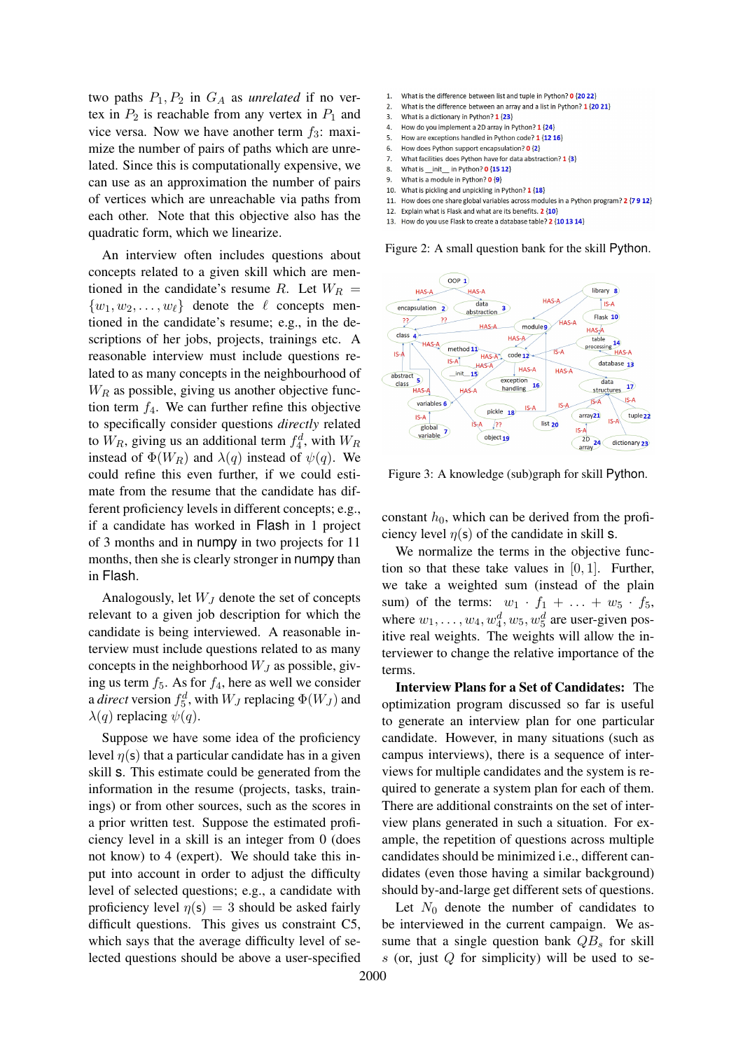two paths $P_1, P_2$ in $G_A$ as *unrelated* if no vertex in $P_2$ is reachable from any vertex in $P_1$ and vice versa. Now we have another term $f_3$: maximize the number of pairs of paths which are unrelated. Since this is computationally expensive, we can use as an approximation the number of pairs of vertices which are unreachable via paths from each other. Note that this objective also has the quadratic form, which we linearize.

An interview often includes questions about concepts related to a given skill which are mentioned in the candidate's resume $R$. Let $W_R = \{w_1, w_2, \ldots, w_\ell\}$ denote the $\ell$ concepts mentioned in the candidate's resume; e.g., in the descriptions of her jobs, projects, trainings etc. A reasonable interview must include questions related to as many concepts in the neighbourhood of $W_R$ as possible, giving us another objective function $f_4$. We can further refine this objective to specifically consider questions *directly* related to $W_R$, giving us an additional term $f_4^d$, with $W_R$ instead of $\Phi(W_R)$ and $\lambda(q)$ instead of $\psi(q)$. We could refine this even further, if we could estimate from the resume that the candidate has different proficiency levels in different concepts; e.g., if a candidate has worked in Flask in 1 project of 3 months and in numpy in two projects for 11 months, then she is clearly stronger in numpy than in Flask.

Analogously, let $W_J$ denote the set of concepts relevant to a given job description for which the candidate is being interviewed. A reasonable interview must include questions related to as many concepts in the neighborhood $W_J$ as possible, giving us term $f_5$. As for $f_4$, here as well we consider a *direct* version $f_5^d$, with $W_J$ replacing $\Phi(W_J)$ and $\lambda(q)$ replacing $\psi(q)$.

Suppose we have some idea of the proficiency level $\eta(\mathsf{s})$ that a particular candidate has in a given skill $\mathsf{s}$. This estimate could be generated from the information in the resume (projects, tasks, trainings) or from other sources, such as the scores in a prior written test. Suppose the estimated proficiency level in a skill is an integer from 0 (does not know) to 4 (expert). We should take this input into account in order to adjust the difficulty level of selected questions; e.g., a candidate with proficiency level $\eta(\mathsf{s}) = 3$ should be asked fairly difficult questions. This gives us constraint C5, which says that the average difficulty level of selected questions should be above a user-specified

1. What is the difference between list and tuple in Python? 0 {20 22}
2. What is the difference between an array and a list in Python? 1 {20 21}
3. What is a dictionary in Python? 1 {23}
4. How do you implement a 2D array in Python? 1 {24}
5. How are exceptions handled in Python code? 1 {12 16}
6. How does Python support encapsulation? 0 {2}
7. What facilities does Python have for data abstraction? 1 {3}
8. What is \_\_init\_\_ in Python? 0 {15 12}
9. What is a module in Python? 0 {9}
10. What is pickling and unpickling in Python? 1 {18}
11. How does one share global variables across modules in a Python program? 2 {7 9 12}
12. Explain what is Flask and what are its benefits. 2 {10}
13. How do you use Flask to create a database table? 2 {10 13 14}

Figure 2: A small question bank for the skill Python.

Figure 3: A knowledge (sub)graph for skill Python.

constant $h_0$, which can be derived from the proficiency level $\eta(\mathsf{s})$ of the candidate in skill $\mathsf{s}$.

We normalize the terms in the objective function so that these take values in $[0, 1]$. Further, we take a weighted sum (instead of the plain sum) of the terms: $w_1 \cdot f_1 + \ldots + w_5 \cdot f_5$, where $w_1, \ldots, w_4, w_4^d, w_5, w_5^d$ are user-given positive real weights. The weights will allow the interviewer to change the relative importance of the terms.

**Interview Plans for a Set of Candidates:** The optimization program discussed so far is useful to generate an interview plan for one particular candidate. However, in many situations (such as campus interviews), there is a sequence of interviews for multiple candidates and the system is required to generate a system plan for each of them. There are additional constraints on the set of interview plans generated in such a situation. For example, the repetition of questions across multiple candidates should be minimized i.e., different candidates (even those having a similar background) should by-and-large get different sets of questions.

Let $N_0$ denote the number of candidates to be interviewed in the current campaign. We assume that a single question bank $QB_s$ for skill $s$ (or, just $Q$ for simplicity) will be used to se-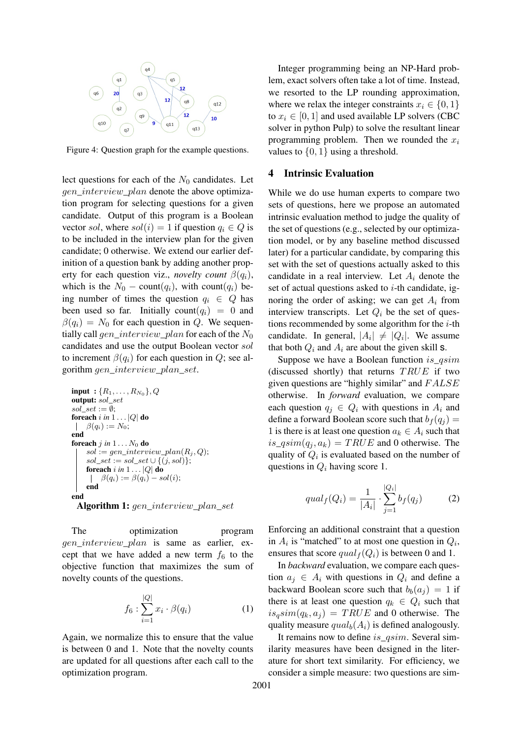Figure 4: Question graph for the example questions.

lect questions for each of the $N_0$ candidates. Let $gen\_interview\_plan$ denote the above optimization program for selecting questions for a given candidate. Output of this program is a Boolean vector $sol$, where $sol(i) = 1$ if question $q_i \in Q$ is to be included in the interview plan for the given candidate; 0 otherwise. We extend our earlier definition of a question bank by adding another property for each question viz., *novelty count* $\beta(q_i)$, which is the $N_0$ − count$(q_i)$, with count$(q_i)$ being number of times the question $q_i \in Q$ has been used so far. Initially count$(q_i) = 0$ and $\beta(q_i) = N_0$ for each question in $Q$. We sequentially call $gen\_interview\_plan$ for each of the $N_0$ candidates and use the output Boolean vector $sol$ to increment $\beta(q_i)$ for each question in $Q$; see algorithm $gen\_interview\_plan\_set$.

```
input : {R_1, ..., R_{N_0}}, Q
output: sol_set
sol_set := ∅;
foreach i in 1...|Q| do
 |  β(q_i) := N_0;
end
foreach j in 1...N_0 do
    sol := gen_interview_plan(R_j, Q);
    sol_set := sol_set ∪ {(j, sol)};
    foreach i in 1...|Q| do
     |  β(q_i) := β(q_i) − sol(i);
    end
end
```

**Algorithm 1:** $gen\_interview\_plan\_set$

The optimization program $gen\_interview\_plan$ is same as earlier, except that we have added a new term $f_6$ to the objective function that maximizes the sum of novelty counts of the questions.

$$f_6 : \sum_{i=1}^{|Q|} x_i \cdot \beta(q_i) \quad (1)$$

Again, we normalize this to ensure that the value is between 0 and 1. Note that the novelty counts are updated for all questions after each call to the optimization program.

Integer programming being an NP-Hard problem, exact solvers often take a lot of time. Instead, we resorted to the LP rounding approximation, where we relax the integer constraints $x_i \in \{0, 1\}$ to $x_i \in [0, 1]$ and used available LP solvers (CBC solver in python Pulp) to solve the resultant linear programming problem. Then we rounded the $x_i$ values to $\{0, 1\}$ using a threshold.

## 4 Intrinsic Evaluation

While we do use human experts to compare two sets of questions, here we propose an automated intrinsic evaluation method to judge the quality of the set of questions (e.g., selected by our optimization model, or by any baseline method discussed later) for a particular candidate, by comparing this set with the set of questions actually asked to this candidate in a real interview. Let $A_i$ denote the set of actual questions asked to $i$-th candidate, ignoring the order of asking; we can get $A_i$ from interview transcripts. Let $Q_i$ be the set of questions recommended by some algorithm for the $i$-th candidate. In general, $|A_i| \neq |Q_i|$. We assume that both $Q_i$ and $A_i$ are about the given skill **s**.

Suppose we have a Boolean function $is\_qsim$ (discussed shortly) that returns $TRUE$ if two given questions are "highly similar" and $FALSE$ otherwise. In *forward* evaluation, we compare each question $q_j \in Q_i$ with questions in $A_i$ and define a forward Boolean score such that $b_f(q_j) = 1$ is there is at least one question $a_k \in A_i$ such that $is\_qsim(q_j, a_k) = TRUE$ and 0 otherwise. The quality of $Q_i$ is evaluated based on the number of questions in $Q_i$ having score 1.

$$qual_f(Q_i) = \frac{1}{|A_i|} \cdot \sum_{j=1}^{|Q_i|} b_f(q_j) \quad (2)$$

Enforcing an additional constraint that a question in $A_i$ is "matched" to at most one question in $Q_i$, ensures that score $qual_f(Q_i)$ is between 0 and 1.

In *backward* evaluation, we compare each question $a_j \in A_i$ with questions in $Q_i$ and define a backward Boolean score such that $b_b(a_j) = 1$ if there is at least one question $q_k \in Q_i$ such that $is_qsim(q_k, a_j) = TRUE$ and 0 otherwise. The quality measure $qual_b(A_i)$ is defined analogously.

It remains now to define $is\_qsim$. Several similarity measures have been designed in the literature for short text similarity. For efficiency, we consider a simple measure: two questions are sim-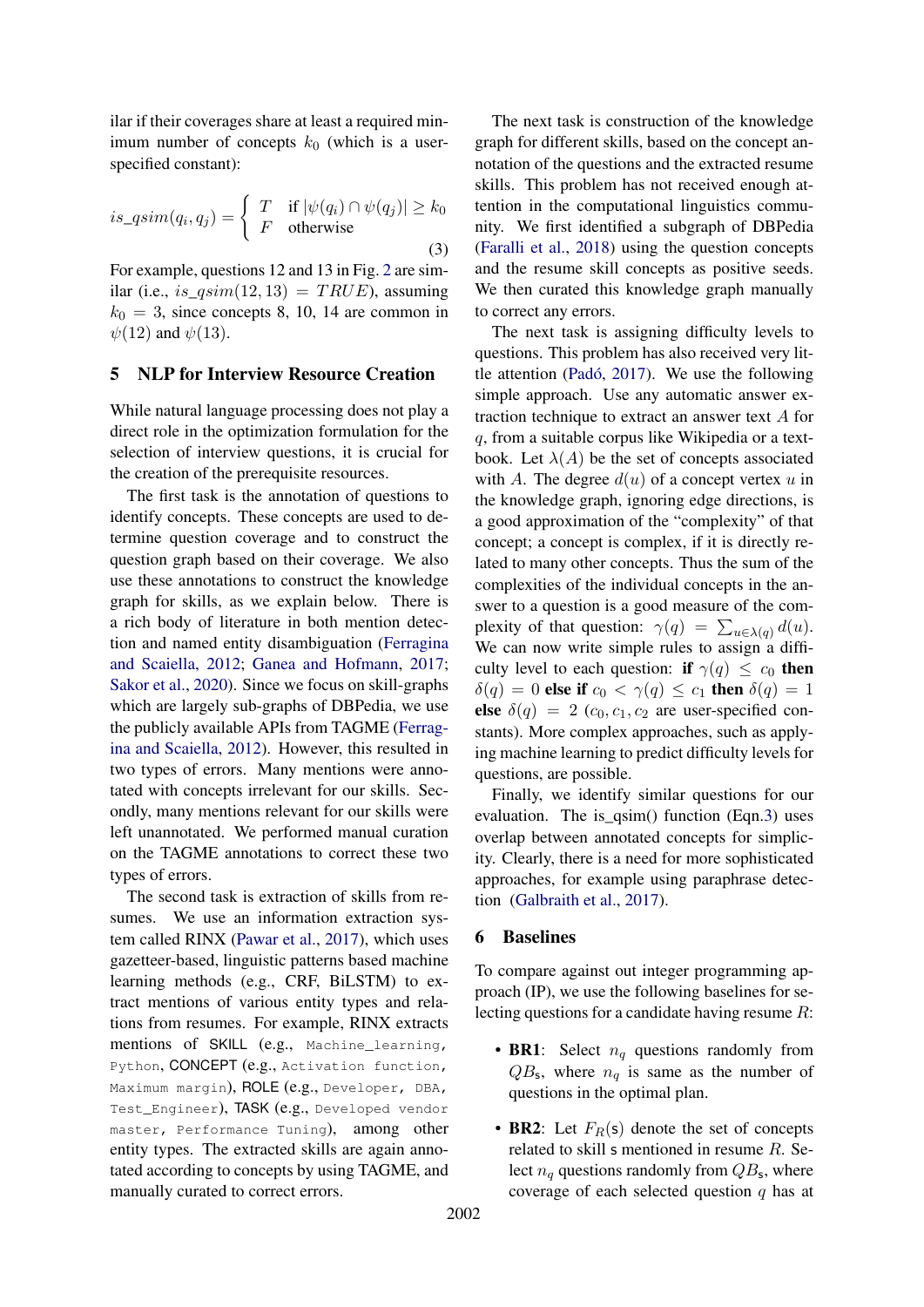ilar if their coverages share at least a required minimum number of concepts $k_0$ (which is a user-specified constant):

$$is\_qsim(q_i, q_j) = \begin{cases} T & \text{if } |\psi(q_i) \cap \psi(q_j)| \geq k_0 \\ F & \text{otherwise} \end{cases} \quad (3)$$

For example, questions 12 and 13 in Fig. 2 are similar (i.e., $is\_qsim(12, 13) = TRUE$), assuming $k_0 = 3$, since concepts 8, 10, 14 are common in $\psi(12)$ and $\psi(13)$.

## 5 NLP for Interview Resource Creation

While natural language processing does not play a direct role in the optimization formulation for the selection of interview questions, it is crucial for the creation of the prerequisite resources.

The first task is the annotation of questions to identify concepts. These concepts are used to determine question coverage and to construct the question graph based on their coverage. We also use these annotations to construct the knowledge graph for skills, as we explain below. There is a rich body of literature in both mention detection and named entity disambiguation (Ferragina and Scaiella, 2012; Ganea and Hofmann, 2017; Sakor et al., 2020). Since we focus on skill-graphs which are largely sub-graphs of DBPedia, we use the publicly available APIs from TAGME (Ferragina and Scaiella, 2012). However, this resulted in two types of errors. Many mentions were annotated with concepts irrelevant for our skills. Secondly, many mentions relevant for our skills were left unannotated. We performed manual curation on the TAGME annotations to correct these two types of errors.

The second task is extraction of skills from resumes. We use an information extraction system called RINX (Pawar et al., 2017), which uses gazetteer-based, linguistic patterns based machine learning methods (e.g., CRF, BiLSTM) to extract mentions of various entity types and relations from resumes. For example, RINX extracts mentions of SKILL (e.g., `Machine_learning`, `Python`), CONCEPT (e.g., `Activation function`, `Maximum margin`), ROLE (e.g., `Developer`, `DBA`, `Test_Engineer`), TASK (e.g., `Developed vendor master`, `Performance Tuning`), among other entity types. The extracted skills are again annotated according to concepts by using TAGME, and manually curated to correct errors.

The next task is construction of the knowledge graph for different skills, based on the concept annotation of the questions and the extracted resume skills. This problem has not received enough attention in the computational linguistics community. We first identified a subgraph of DBPedia (Faralli et al., 2018) using the question concepts and the resume skill concepts as positive seeds. We then curated this knowledge graph manually to correct any errors.

The next task is assigning difficulty levels to questions. This problem has also received very little attention (Padó, 2017). We use the following simple approach. Use any automatic answer extraction technique to extract an answer text $A$ for $q$, from a suitable corpus like Wikipedia or a textbook. Let $\lambda(A)$ be the set of concepts associated with $A$. The degree $d(u)$ of a concept vertex $u$ in the knowledge graph, ignoring edge directions, is a good approximation of the "complexity" of that concept; a concept is complex, if it is directly related to many other concepts. Thus the sum of the complexities of the individual concepts in the answer to a question is a good measure of the complexity of that question: $\gamma(q) = \sum_{u \in \lambda(q)} d(u)$. We can now write simple rules to assign a difficulty level to each question: **if** $\gamma(q) \leq c_0$ **then** $\delta(q) = 0$ **else if** $c_0 < \gamma(q) \leq c_1$ **then** $\delta(q) = 1$ **else** $\delta(q) = 2$ ($c_0, c_1, c_2$ are user-specified constants). More complex approaches, such as applying machine learning to predict difficulty levels for questions, are possible.

Finally, we identify similar questions for our evaluation. The is_qsim() function (Eqn.3) uses overlap between annotated concepts for simplicity. Clearly, there is a need for more sophisticated approaches, for example using paraphrase detection (Galbraith et al., 2017).

## 6 Baselines

To compare against out integer programming approach (IP), we use the following baselines for selecting questions for a candidate having resume $R$:

- **BR1**: Select $n_q$ questions randomly from $QB_{\mathsf{s}}$, where $n_q$ is same as the number of questions in the optimal plan.
- **BR2**: Let $F_R(\mathsf{s})$ denote the set of concepts related to skill s mentioned in resume $R$. Select $n_q$ questions randomly from $QB_{\mathsf{s}}$, where coverage of each selected question $q$ has at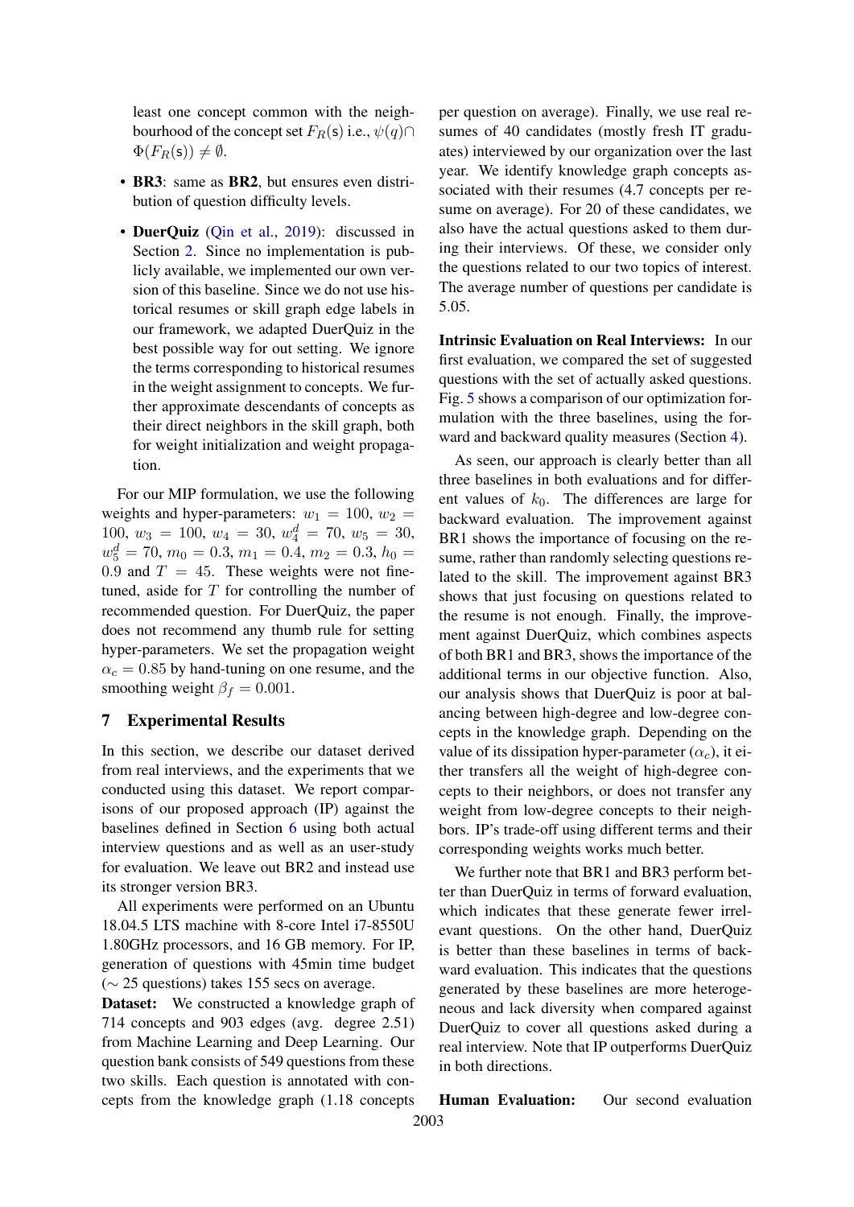least one concept common with the neighbourhood of the concept set $F_R(\mathsf{s})$ i.e., $\psi(q) \cap \Phi(F_R(\mathsf{s})) \neq \emptyset$.

- **BR3**: same as **BR2**, but ensures even distribution of question difficulty levels.
- **DuerQuiz** (Qin et al., 2019): discussed in Section 2. Since no implementation is publicly available, we implemented our own version of this baseline. Since we do not use historical resumes or skill graph edge labels in our framework, we adapted DuerQuiz in the best possible way for out setting. We ignore the terms corresponding to historical resumes in the weight assignment to concepts. We further approximate descendants of concepts as their direct neighbors in the skill graph, both for weight initialization and weight propagation.

For our MIP formulation, we use the following weights and hyper-parameters: $w_1 = 100$, $w_2 = 100$, $w_3 = 100$, $w_4 = 30$, $w_4^d = 70$, $w_5 = 30$, $w_5^d = 70$, $m_0 = 0.3$, $m_1 = 0.4$, $m_2 = 0.3$, $h_0 = 0.9$ and $T = 45$. These weights were not finetuned, aside for $T$ for controlling the number of recommended question. For DuerQuiz, the paper does not recommend any thumb rule for setting hyper-parameters. We set the propagation weight $\alpha_c = 0.85$ by hand-tuning on one resume, and the smoothing weight $\beta_f = 0.001$.

## 7 Experimental Results

In this section, we describe our dataset derived from real interviews, and the experiments that we conducted using this dataset. We report comparisons of our proposed approach (IP) against the baselines defined in Section 6 using both actual interview questions and as well as an user-study for evaluation. We leave out BR2 and instead use its stronger version BR3.

All experiments were performed on an Ubuntu 18.04.5 LTS machine with 8-core Intel i7-8550U 1.80GHz processors, and 16 GB memory. For IP, generation of questions with 45min time budget ($\sim$ 25 questions) takes 155 secs on average.

**Dataset:** We constructed a knowledge graph of 714 concepts and 903 edges (avg. degree 2.51) from Machine Learning and Deep Learning. Our question bank consists of 549 questions from these two skills. Each question is annotated with concepts from the knowledge graph (1.18 concepts per question on average). Finally, we use real resumes of 40 candidates (mostly fresh IT graduates) interviewed by our organization over the last year. We identify knowledge graph concepts associated with their resumes (4.7 concepts per resume on average). For 20 of these candidates, we also have the actual questions asked to them during their interviews. Of these, we consider only the questions related to our two topics of interest. The average number of questions per candidate is 5.05.

**Intrinsic Evaluation on Real Interviews:** In our first evaluation, we compared the set of suggested questions with the set of actually asked questions. Fig. 5 shows a comparison of our optimization formulation with the three baselines, using the forward and backward quality measures (Section 4).

As seen, our approach is clearly better than all three baselines in both evaluations and for different values of $k_0$. The differences are large for backward evaluation. The improvement against BR1 shows the importance of focusing on the resume, rather than randomly selecting questions related to the skill. The improvement against BR3 shows that just focusing on questions related to the resume is not enough. Finally, the improvement against DuerQuiz, which combines aspects of both BR1 and BR3, shows the importance of the additional terms in our objective function. Also, our analysis shows that DuerQuiz is poor at balancing between high-degree and low-degree concepts in the knowledge graph. Depending on the value of its dissipation hyper-parameter ($\alpha_c$), it either transfers all the weight of high-degree concepts to their neighbors, or does not transfer any weight from low-degree concepts to their neighbors. IP's trade-off using different terms and their corresponding weights works much better.

We further note that BR1 and BR3 perform better than DuerQuiz in terms of forward evaluation, which indicates that these generate fewer irrelevant questions. On the other hand, DuerQuiz is better than these baselines in terms of backward evaluation. This indicates that the questions generated by these baselines are more heterogeneous and lack diversity when compared against DuerQuiz to cover all questions asked during a real interview. Note that IP outperforms DuerQuiz in both directions.

**Human Evaluation:** Our second evaluation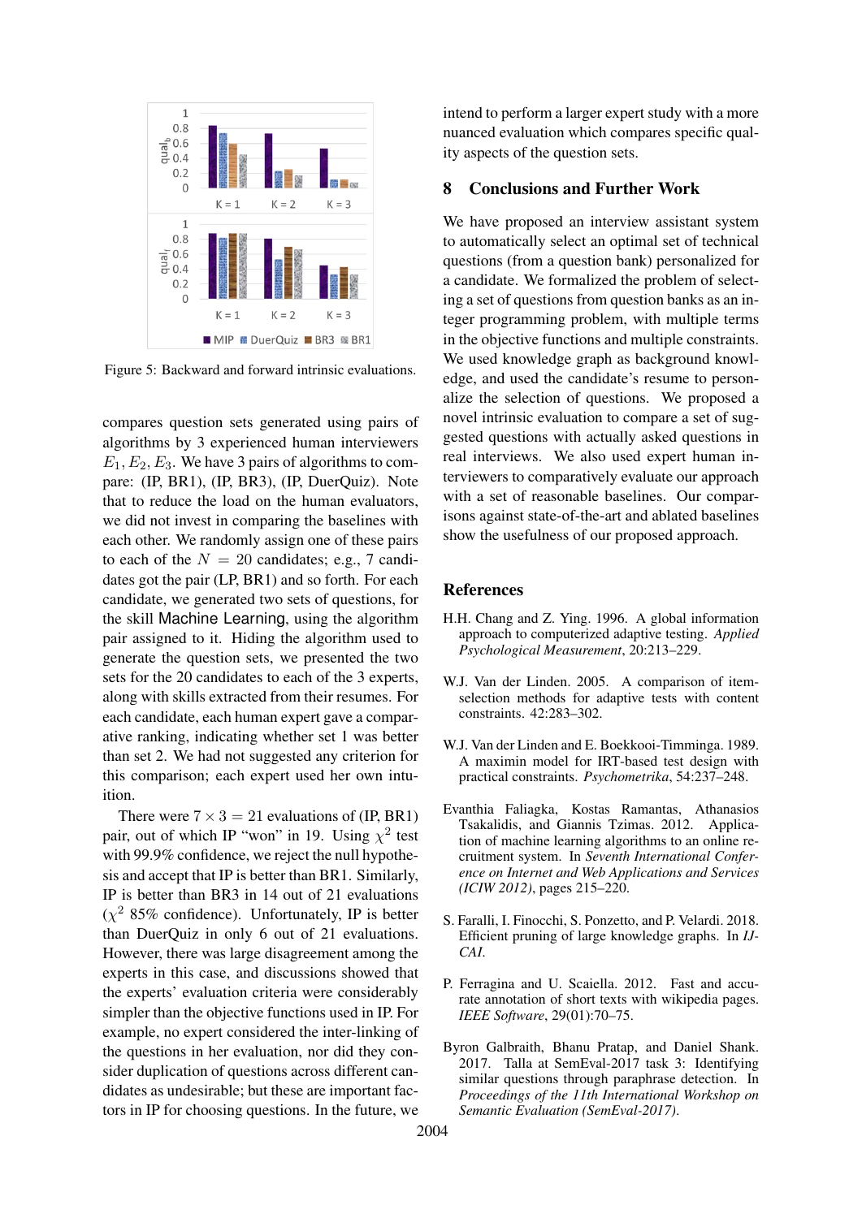Figure 5: Backward and forward intrinsic evaluations.

compares question sets generated using pairs of algorithms by 3 experienced human interviewers $E_1, E_2, E_3$. We have 3 pairs of algorithms to compare: (IP, BR1), (IP, BR3), (IP, DuerQuiz). Note that to reduce the load on the human evaluators, we did not invest in comparing the baselines with each other. We randomly assign one of these pairs to each of the $N = 20$ candidates; e.g., 7 candidates got the pair (LP, BR1) and so forth. For each candidate, we generated two sets of questions, for the skill Machine Learning, using the algorithm pair assigned to it. Hiding the algorithm used to generate the question sets, we presented the two sets for the 20 candidates to each of the 3 experts, along with skills extracted from their resumes. For each candidate, each human expert gave a comparative ranking, indicating whether set 1 was better than set 2. We had not suggested any criterion for this comparison; each expert used her own intuition.

There were $7 \times 3 = 21$ evaluations of (IP, BR1) pair, out of which IP "won" in 19. Using $\chi^2$ test with 99.9% confidence, we reject the null hypothesis and accept that IP is better than BR1. Similarly, IP is better than BR3 in 14 out of 21 evaluations ($\chi^2$ 85% confidence). Unfortunately, IP is better than DuerQuiz in only 6 out of 21 evaluations. However, there was large disagreement among the experts in this case, and discussions showed that the experts' evaluation criteria were considerably simpler than the objective functions used in IP. For example, no expert considered the inter-linking of the questions in her evaluation, nor did they consider duplication of questions across different candidates as undesirable; but these are important factors in IP for choosing questions. In the future, we intend to perform a larger expert study with a more nuanced evaluation which compares specific quality aspects of the question sets.

## 8 Conclusions and Further Work

We have proposed an interview assistant system to automatically select an optimal set of technical questions (from a question bank) personalized for a candidate. We formalized the problem of selecting a set of questions from question banks as an integer programming problem, with multiple terms in the objective functions and multiple constraints. We used knowledge graph as background knowledge, and used the candidate's resume to personalize the selection of questions. We proposed a novel intrinsic evaluation to compare a set of suggested questions with actually asked questions in real interviews. We also used expert human interviewers to comparatively evaluate our approach with a set of reasonable baselines. Our comparisons against state-of-the-art and ablated baselines show the usefulness of our proposed approach.

## References

H.H. Chang and Z. Ying. 1996. A global information approach to computerized adaptive testing. *Applied Psychological Measurement*, 20:213–229.

W.J. Van der Linden. 2005. A comparison of item-selection methods for adaptive tests with content constraints. 42:283–302.

W.J. Van der Linden and E. Boekkooi-Timminga. 1989. A maximin model for IRT-based test design with practical constraints. *Psychometrika*, 54:237–248.

Evanthia Faliagka, Kostas Ramantas, Athanasios Tsakalidis, and Giannis Tzimas. 2012. Application of machine learning algorithms to an online recruitment system. In *Seventh International Conference on Internet and Web Applications and Services (ICIW 2012)*, pages 215–220.

S. Faralli, I. Finocchi, S. Ponzetto, and P. Velardi. 2018. Efficient pruning of large knowledge graphs. In *IJCAI*.

P. Ferragina and U. Scaiella. 2012. Fast and accurate annotation of short texts with wikipedia pages. *IEEE Software*, 29(01):70–75.

Byron Galbraith, Bhanu Pratap, and Daniel Shank. 2017. Talla at SemEval-2017 task 3: Identifying similar questions through paraphrase detection. In *Proceedings of the 11th International Workshop on Semantic Evaluation (SemEval-2017)*.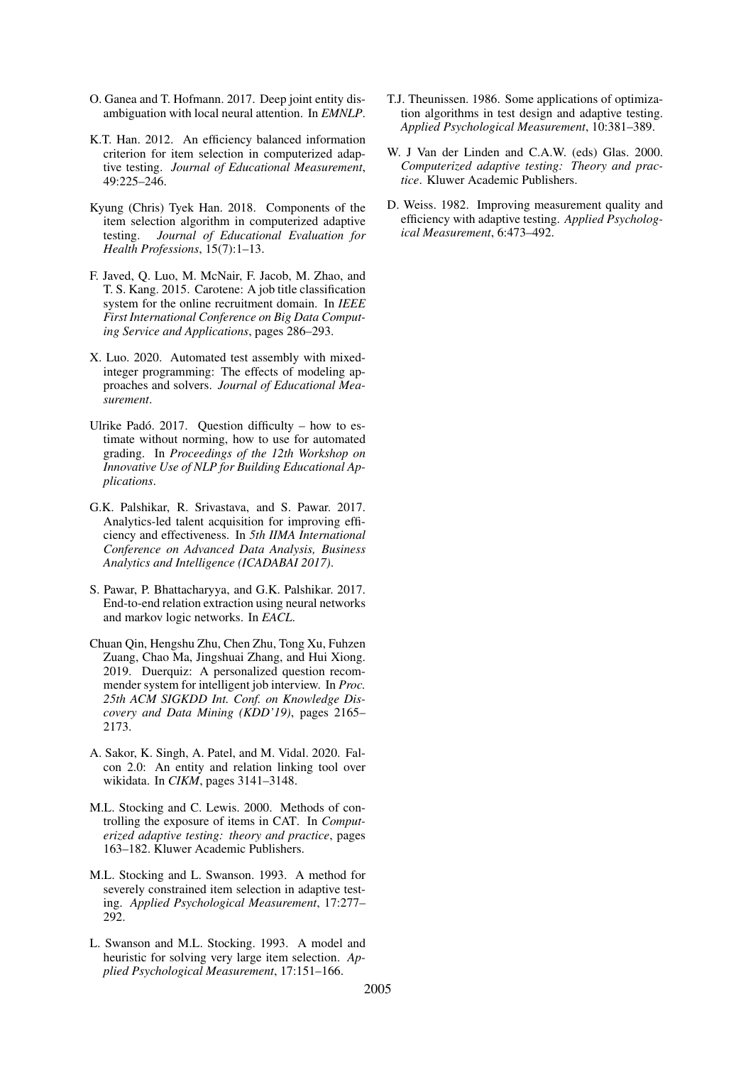O. Ganea and T. Hofmann. 2017. Deep joint entity disambiguation with local neural attention. In *EMNLP*.

K.T. Han. 2012. An efficiency balanced information criterion for item selection in computerized adaptive testing. *Journal of Educational Measurement*, 49:225–246.

Kyung (Chris) Tyek Han. 2018. Components of the item selection algorithm in computerized adaptive testing. *Journal of Educational Evaluation for Health Professions*, 15(7):1–13.

F. Javed, Q. Luo, M. McNair, F. Jacob, M. Zhao, and T. S. Kang. 2015. Carotene: A job title classification system for the online recruitment domain. In *IEEE First International Conference on Big Data Computing Service and Applications*, pages 286–293.

X. Luo. 2020. Automated test assembly with mixed-integer programming: The effects of modeling approaches and solvers. *Journal of Educational Measurement*.

Ulrike Padó. 2017. Question difficulty – how to estimate without norming, how to use for automated grading. In *Proceedings of the 12th Workshop on Innovative Use of NLP for Building Educational Applications*.

G.K. Palshikar, R. Srivastava, and S. Pawar. 2017. Analytics-led talent acquisition for improving efficiency and effectiveness. In *5th IIMA International Conference on Advanced Data Analysis, Business Analytics and Intelligence (ICADABAI 2017)*.

S. Pawar, P. Bhattacharyya, and G.K. Palshikar. 2017. End-to-end relation extraction using neural networks and markov logic networks. In *EACL*.

Chuan Qin, Hengshu Zhu, Chen Zhu, Tong Xu, Fuhzen Zuang, Chao Ma, Jingshuai Zhang, and Hui Xiong. 2019. Duerquiz: A personalized question recommender system for intelligent job interview. In *Proc. 25th ACM SIGKDD Int. Conf. on Knowledge Discovery and Data Mining (KDD'19)*, pages 2165–2173.

A. Sakor, K. Singh, A. Patel, and M. Vidal. 2020. Falcon 2.0: An entity and relation linking tool over wikidata. In *CIKM*, pages 3141–3148.

M.L. Stocking and C. Lewis. 2000. Methods of controlling the exposure of items in CAT. In *Computerized adaptive testing: theory and practice*, pages 163–182. Kluwer Academic Publishers.

M.L. Stocking and L. Swanson. 1993. A method for severely constrained item selection in adaptive testing. *Applied Psychological Measurement*, 17:277–292.

L. Swanson and M.L. Stocking. 1993. A model and heuristic for solving very large item selection. *Applied Psychological Measurement*, 17:151–166.

T.J. Theunissen. 1986. Some applications of optimization algorithms in test design and adaptive testing. *Applied Psychological Measurement*, 10:381–389.

W. J Van der Linden and C.A.W. (eds) Glas. 2000. *Computerized adaptive testing: Theory and practice*. Kluwer Academic Publishers.

D. Weiss. 1982. Improving measurement quality and efficiency with adaptive testing. *Applied Psychological Measurement*, 6:473–492.